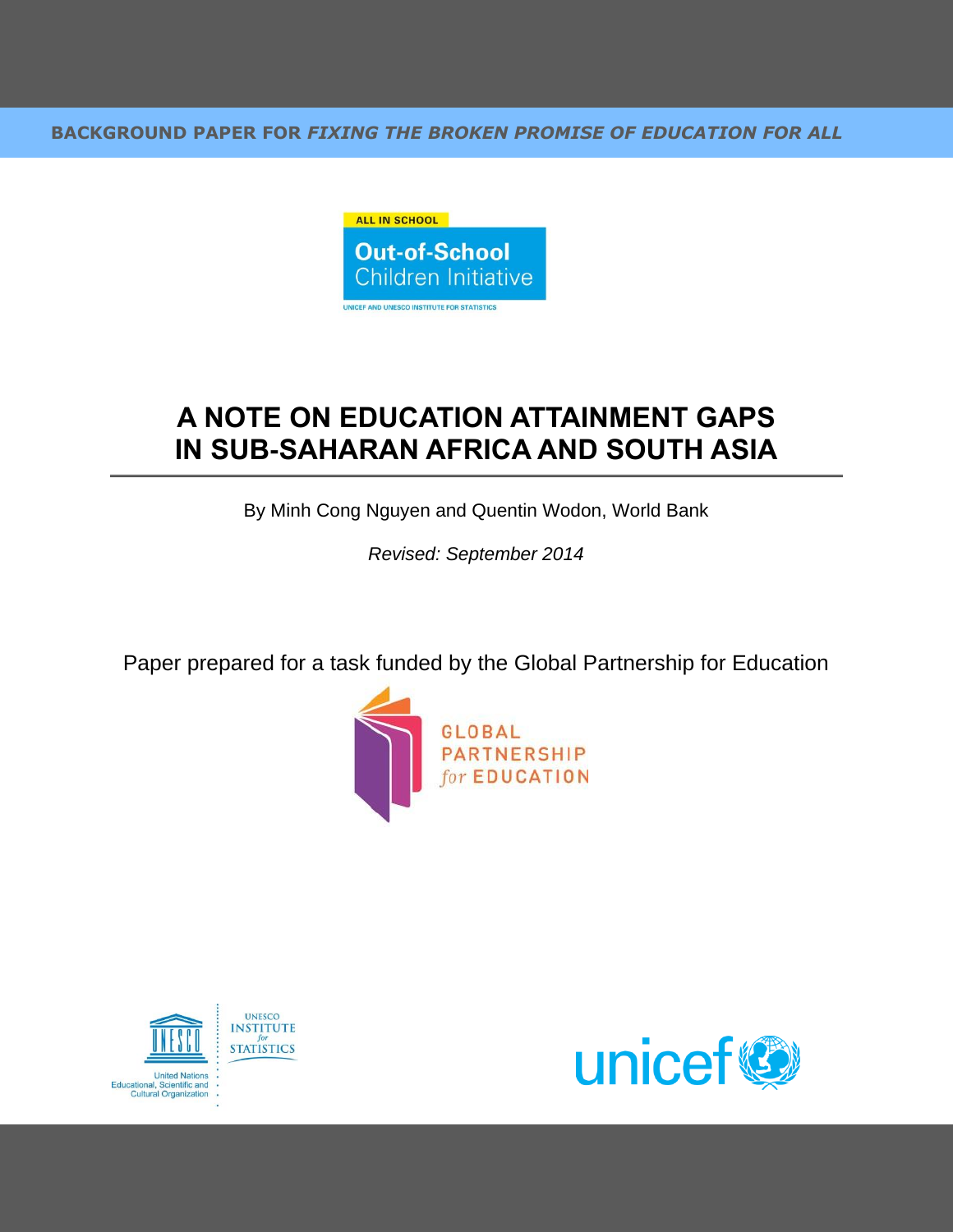BACKGROUND PAPER FOR *FIXING THE BROKEN PROMISE OF EDUCATION FOR ALL*

ALL IN SCHOOL

**Out-of-School** Children Initiative

UNICEF AND UNESCO INSTITUTE FOR STATISTICS

# A NOTE ON EDUCATION ATTAINMENT GAPS IN SUB-SAHARAN AFRICA AND SOUTH ASIA

By Minh Cong Nguyen and Quentin Wodon, World Bank

*Revised: September 2014*

Paper prepared for a task funded by the Global Partnership for Education

GLOBAL PARTNERSHIP *for* EDUCATION

UNESCO INSTITUTE *for* STATISTICS

United Nations Educational, Scientific and Cultural Organization

unicef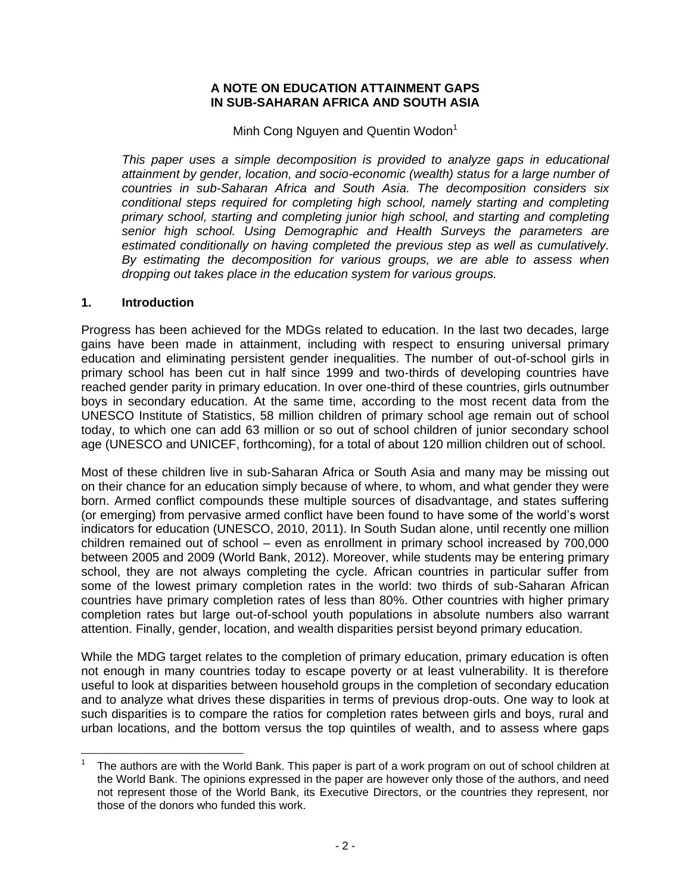**A NOTE ON EDUCATION ATTAINMENT GAPS IN SUB-SAHARAN AFRICA AND SOUTH ASIA**

Minh Cong Nguyen and Quentin Wodon[1]

*This paper uses a simple decomposition is provided to analyze gaps in educational attainment by gender, location, and socio-economic (wealth) status for a large number of countries in sub-Saharan Africa and South Asia. The decomposition considers six conditional steps required for completing high school, namely starting and completing primary school, starting and completing junior high school, and starting and completing senior high school. Using Demographic and Health Surveys the parameters are estimated conditionally on having completed the previous step as well as cumulatively. By estimating the decomposition for various groups, we are able to assess when dropping out takes place in the education system for various groups.*

## 1. Introduction

Progress has been achieved for the MDGs related to education. In the last two decades, large gains have been made in attainment, including with respect to ensuring universal primary education and eliminating persistent gender inequalities. The number of out-of-school girls in primary school has been cut in half since 1999 and two-thirds of developing countries have reached gender parity in primary education. In over one-third of these countries, girls outnumber boys in secondary education. At the same time, according to the most recent data from the UNESCO Institute of Statistics, 58 million children of primary school age remain out of school today, to which one can add 63 million or so out of school children of junior secondary school age (UNESCO and UNICEF, forthcoming), for a total of about 120 million children out of school.

Most of these children live in sub-Saharan Africa or South Asia and many may be missing out on their chance for an education simply because of where, to whom, and what gender they were born. Armed conflict compounds these multiple sources of disadvantage, and states suffering (or emerging) from pervasive armed conflict have been found to have some of the world's worst indicators for education (UNESCO, 2010, 2011). In South Sudan alone, until recently one million children remained out of school – even as enrollment in primary school increased by 700,000 between 2005 and 2009 (World Bank, 2012). Moreover, while students may be entering primary school, they are not always completing the cycle. African countries in particular suffer from some of the lowest primary completion rates in the world: two thirds of sub-Saharan African countries have primary completion rates of less than 80%. Other countries with higher primary completion rates but large out-of-school youth populations in absolute numbers also warrant attention. Finally, gender, location, and wealth disparities persist beyond primary education.

While the MDG target relates to the completion of primary education, primary education is often not enough in many countries today to escape poverty or at least vulnerability. It is therefore useful to look at disparities between household groups in the completion of secondary education and to analyze what drives these disparities in terms of previous drop-outs. One way to look at such disparities is to compare the ratios for completion rates between girls and boys, rural and urban locations, and the bottom versus the top quintiles of wealth, and to assess where gaps

---

[1] The authors are with the World Bank. This paper is part of a work program on out of school children at the World Bank. The opinions expressed in the paper are however only those of the authors, and need not represent those of the World Bank, its Executive Directors, or the countries they represent, nor those of the donors who funded this work.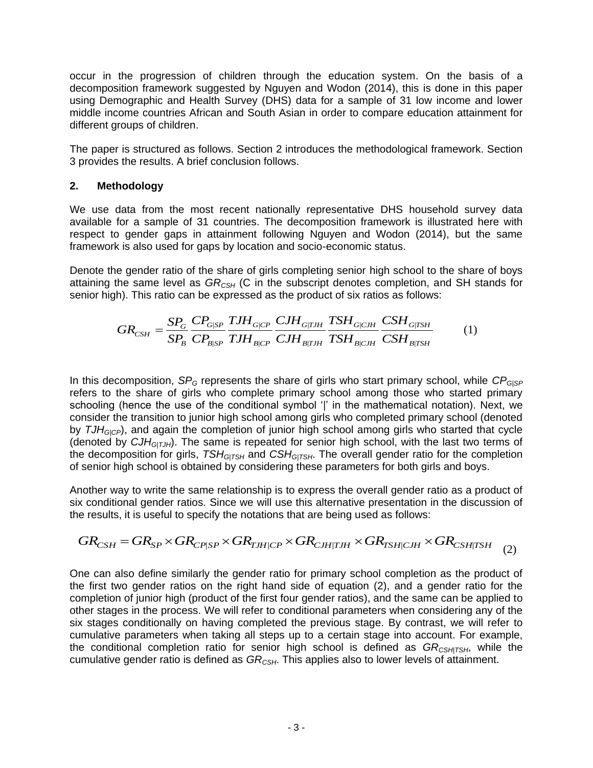occur in the progression of children through the education system. On the basis of a decomposition framework suggested by Nguyen and Wodon (2014), this is done in this paper using Demographic and Health Survey (DHS) data for a sample of 31 low income and lower middle income countries African and South Asian in order to compare education attainment for different groups of children.

The paper is structured as follows. Section 2 introduces the methodological framework. Section 3 provides the results. A brief conclusion follows.

## 2. Methodology

We use data from the most recent nationally representative DHS household survey data available for a sample of 31 countries. The decomposition framework is illustrated here with respect to gender gaps in attainment following Nguyen and Wodon (2014), but the same framework is also used for gaps by location and socio-economic status.

Denote the gender ratio of the share of girls completing senior high school to the share of boys attaining the same level as $GR_{CSH}$ (C in the subscript denotes completion, and SH stands for senior high). This ratio can be expressed as the product of six ratios as follows:

$$GR_{CSH} = \frac{SP_G}{SP_B} \frac{CP_{G|SP}}{CP_{B|SP}} \frac{TJH_{G|CP}}{TJH_{B|CP}} \frac{CJH_{G|TJH}}{CJH_{B|TJH}} \frac{TSH_{G|CJH}}{TSH_{B|CJH}} \frac{CSH_{G|TSH}}{CSH_{B|TSH}} \qquad (1)$$

In this decomposition, $SP_G$ represents the share of girls who start primary school, while $CP_{G|SP}$ refers to the share of girls who complete primary school among those who started primary schooling (hence the use of the conditional symbol '|' in the mathematical notation). Next, we consider the transition to junior high school among girls who completed primary school (denoted by $TJH_{G|CP}$), and again the completion of junior high school among girls who started that cycle (denoted by $CJH_{G|TJH}$). The same is repeated for senior high school, with the last two terms of the decomposition for girls, $TSH_{G|TSH}$ and $CSH_{G|TSH}$. The overall gender ratio for the completion of senior high school is obtained by considering these parameters for both girls and boys.

Another way to write the same relationship is to express the overall gender ratio as a product of six conditional gender ratios. Since we will use this alternative presentation in the discussion of the results, it is useful to specify the notations that are being used as follows:

$$GR_{CSH} = GR_{SP} \times GR_{CP|SP} \times GR_{TJH|CP} \times GR_{CJH|TJH} \times GR_{TSH|CJH} \times GR_{CSH|TSH} \qquad (2)$$

One can also define similarly the gender ratio for primary school completion as the product of the first two gender ratios on the right hand side of equation (2), and a gender ratio for the completion of junior high (product of the first four gender ratios), and the same can be applied to other stages in the process. We will refer to conditional parameters when considering any of the six stages conditionally on having completed the previous stage. By contrast, we will refer to cumulative parameters when taking all steps up to a certain stage into account. For example, the conditional completion ratio for senior high school is defined as $GR_{CSH|TSH}$, while the cumulative gender ratio is defined as $GR_{CSH}$. This applies also to lower levels of attainment.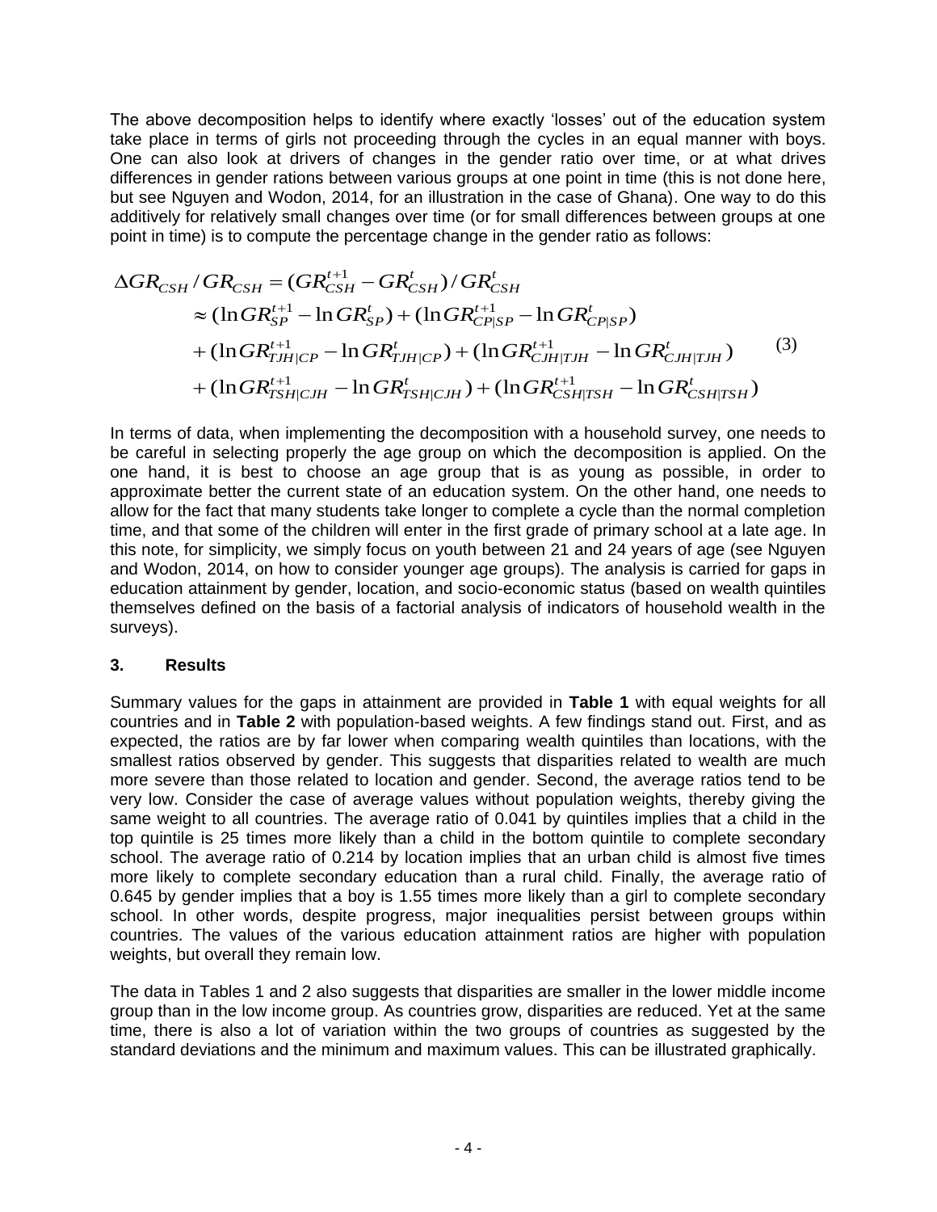The above decomposition helps to identify where exactly 'losses' out of the education system take place in terms of girls not proceeding through the cycles in an equal manner with boys. One can also look at drivers of changes in the gender ratio over time, or at what drives differences in gender rations between various groups at one point in time (this is not done here, but see Nguyen and Wodon, 2014, for an illustration in the case of Ghana). One way to do this additively for relatively small changes over time (or for small differences between groups at one point in time) is to compute the percentage change in the gender ratio as follows:

$$
\begin{aligned}
\Delta GR_{CSH} / GR_{CSH} &= (GR_{CSH}^{t+1} - GR_{CSH}^{t}) / GR_{CSH}^{t} \\
&\approx (\ln GR_{SP}^{t+1} - \ln GR_{SP}^{t}) + (\ln GR_{CP|SP}^{t+1} - \ln GR_{CP|SP}^{t}) \\
&+ (\ln GR_{TJH|CP}^{t+1} - \ln GR_{TJH|CP}^{t}) + (\ln GR_{CJH|TJH}^{t+1} - \ln GR_{CJH|TJH}^{t}) \\
&+ (\ln GR_{TSH|CJH}^{t+1} - \ln GR_{TSH|CJH}^{t}) + (\ln GR_{CSH|TSH}^{t+1} - \ln GR_{CSH|TSH}^{t})
\end{aligned} \tag{3}
$$

In terms of data, when implementing the decomposition with a household survey, one needs to be careful in selecting properly the age group on which the decomposition is applied. On the one hand, it is best to choose an age group that is as young as possible, in order to approximate better the current state of an education system. On the other hand, one needs to allow for the fact that many students take longer to complete a cycle than the normal completion time, and that some of the children will enter in the first grade of primary school at a late age. In this note, for simplicity, we simply focus on youth between 21 and 24 years of age (see Nguyen and Wodon, 2014, on how to consider younger age groups). The analysis is carried for gaps in education attainment by gender, location, and socio-economic status (based on wealth quintiles themselves defined on the basis of a factorial analysis of indicators of household wealth in the surveys).

## 3. Results

Summary values for the gaps in attainment are provided in **Table 1** with equal weights for all countries and in **Table 2** with population-based weights. A few findings stand out. First, and as expected, the ratios are by far lower when comparing wealth quintiles than locations, with the smallest ratios observed by gender. This suggests that disparities related to wealth are much more severe than those related to location and gender. Second, the average ratios tend to be very low. Consider the case of average values without population weights, thereby giving the same weight to all countries. The average ratio of 0.041 by quintiles implies that a child in the top quintile is 25 times more likely than a child in the bottom quintile to complete secondary school. The average ratio of 0.214 by location implies that an urban child is almost five times more likely to complete secondary education than a rural child. Finally, the average ratio of 0.645 by gender implies that a boy is 1.55 times more likely than a girl to complete secondary school. In other words, despite progress, major inequalities persist between groups within countries. The values of the various education attainment ratios are higher with population weights, but overall they remain low.

The data in Tables 1 and 2 also suggests that disparities are smaller in the lower middle income group than in the low income group. As countries grow, disparities are reduced. Yet at the same time, there is also a lot of variation within the two groups of countries as suggested by the standard deviations and the minimum and maximum values. This can be illustrated graphically.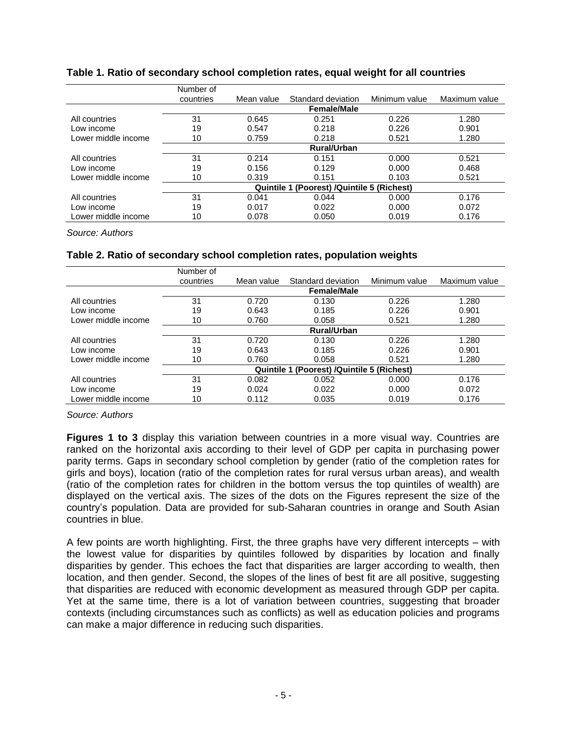**Table 1. Ratio of secondary school completion rates, equal weight for all countries**

| | Number of countries | Mean value | Standard deviation | Minimum value | Maximum value |
|---|---|---|---|---|---|
| | **Female/Male** | | | | |
| All countries | 31 | 0.645 | 0.251 | 0.226 | 1.280 |
| Low income | 19 | 0.547 | 0.218 | 0.226 | 0.901 |
| Lower middle income | 10 | 0.759 | 0.218 | 0.521 | 1.280 |
| | **Rural/Urban** | | | | |
| All countries | 31 | 0.214 | 0.151 | 0.000 | 0.521 |
| Low income | 19 | 0.156 | 0.129 | 0.000 | 0.468 |
| Lower middle income | 10 | 0.319 | 0.151 | 0.103 | 0.521 |
| | **Quintile 1 (Poorest) /Quintile 5 (Richest)** | | | | |
| All countries | 31 | 0.041 | 0.044 | 0.000 | 0.176 |
| Low income | 19 | 0.017 | 0.022 | 0.000 | 0.072 |
| Lower middle income | 10 | 0.078 | 0.050 | 0.019 | 0.176 |

*Source: Authors*

**Table 2. Ratio of secondary school completion rates, population weights**

| | Number of countries | Mean value | Standard deviation | Minimum value | Maximum value |
|---|---|---|---|---|---|
| | **Female/Male** | | | | |
| All countries | 31 | 0.720 | 0.130 | 0.226 | 1.280 |
| Low income | 19 | 0.643 | 0.185 | 0.226 | 0.901 |
| Lower middle income | 10 | 0.760 | 0.058 | 0.521 | 1.280 |
| | **Rural/Urban** | | | | |
| All countries | 31 | 0.720 | 0.130 | 0.226 | 1.280 |
| Low income | 19 | 0.643 | 0.185 | 0.226 | 0.901 |
| Lower middle income | 10 | 0.760 | 0.058 | 0.521 | 1.280 |
| | **Quintile 1 (Poorest) /Quintile 5 (Richest)** | | | | |
| All countries | 31 | 0.082 | 0.052 | 0.000 | 0.176 |
| Low income | 19 | 0.024 | 0.022 | 0.000 | 0.072 |
| Lower middle income | 10 | 0.112 | 0.035 | 0.019 | 0.176 |

*Source: Authors*

**Figures 1 to 3** display this variation between countries in a more visual way. Countries are ranked on the horizontal axis according to their level of GDP per capita in purchasing power parity terms. Gaps in secondary school completion by gender (ratio of the completion rates for girls and boys), location (ratio of the completion rates for rural versus urban areas), and wealth (ratio of the completion rates for children in the bottom versus the top quintiles of wealth) are displayed on the vertical axis. The sizes of the dots on the Figures represent the size of the country's population. Data are provided for sub-Saharan countries in orange and South Asian countries in blue.

A few points are worth highlighting. First, the three graphs have very different intercepts – with the lowest value for disparities by quintiles followed by disparities by location and finally disparities by gender. This echoes the fact that disparities are larger according to wealth, then location, and then gender. Second, the slopes of the lines of best fit are all positive, suggesting that disparities are reduced with economic development as measured through GDP per capita. Yet at the same time, there is a lot of variation between countries, suggesting that broader contexts (including circumstances such as conflicts) as well as education policies and programs can make a major difference in reducing such disparities.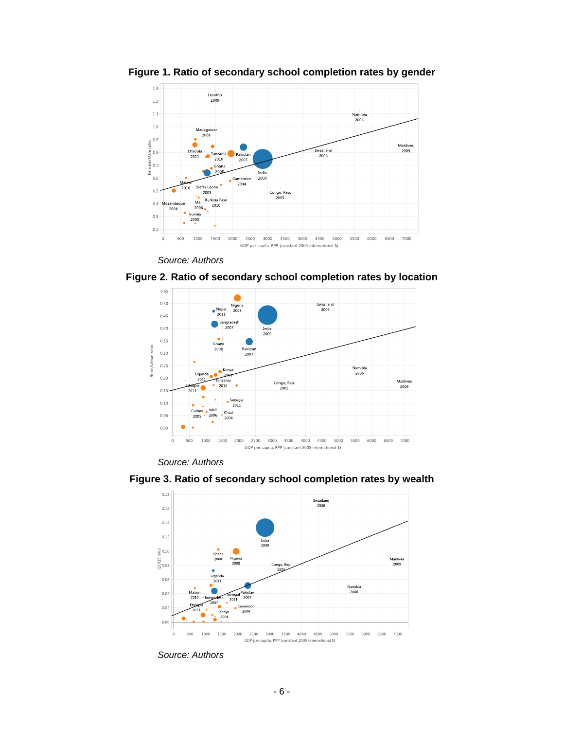**Figure 1. Ratio of secondary school completion rates by gender**

*Source: Authors*

**Figure 2. Ratio of secondary school completion rates by location**

*Source: Authors*

**Figure 3. Ratio of secondary school completion rates by wealth**

*Source: Authors*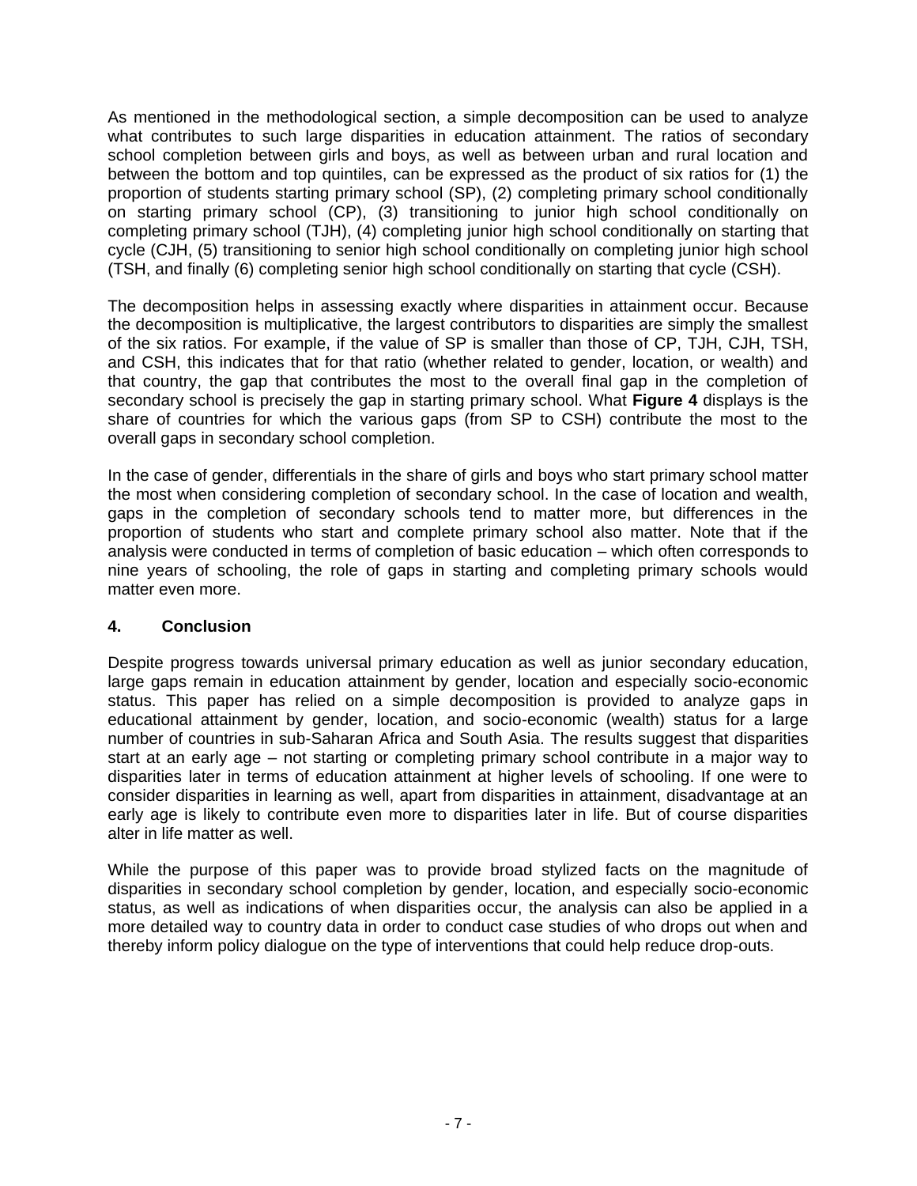As mentioned in the methodological section, a simple decomposition can be used to analyze what contributes to such large disparities in education attainment. The ratios of secondary school completion between girls and boys, as well as between urban and rural location and between the bottom and top quintiles, can be expressed as the product of six ratios for (1) the proportion of students starting primary school (SP), (2) completing primary school conditionally on starting primary school (CP), (3) transitioning to junior high school conditionally on completing primary school (TJH), (4) completing junior high school conditionally on starting that cycle (CJH, (5) transitioning to senior high school conditionally on completing junior high school (TSH, and finally (6) completing senior high school conditionally on starting that cycle (CSH).

The decomposition helps in assessing exactly where disparities in attainment occur. Because the decomposition is multiplicative, the largest contributors to disparities are simply the smallest of the six ratios. For example, if the value of SP is smaller than those of CP, TJH, CJH, TSH, and CSH, this indicates that for that ratio (whether related to gender, location, or wealth) and that country, the gap that contributes the most to the overall final gap in the completion of secondary school is precisely the gap in starting primary school. What **Figure 4** displays is the share of countries for which the various gaps (from SP to CSH) contribute the most to the overall gaps in secondary school completion.

In the case of gender, differentials in the share of girls and boys who start primary school matter the most when considering completion of secondary school. In the case of location and wealth, gaps in the completion of secondary schools tend to matter more, but differences in the proportion of students who start and complete primary school also matter. Note that if the analysis were conducted in terms of completion of basic education – which often corresponds to nine years of schooling, the role of gaps in starting and completing primary schools would matter even more.

## 4. Conclusion

Despite progress towards universal primary education as well as junior secondary education, large gaps remain in education attainment by gender, location and especially socio-economic status. This paper has relied on a simple decomposition is provided to analyze gaps in educational attainment by gender, location, and socio-economic (wealth) status for a large number of countries in sub-Saharan Africa and South Asia. The results suggest that disparities start at an early age – not starting or completing primary school contribute in a major way to disparities later in terms of education attainment at higher levels of schooling. If one were to consider disparities in learning as well, apart from disparities in attainment, disadvantage at an early age is likely to contribute even more to disparities later in life. But of course disparities alter in life matter as well.

While the purpose of this paper was to provide broad stylized facts on the magnitude of disparities in secondary school completion by gender, location, and especially socio-economic status, as well as indications of when disparities occur, the analysis can also be applied in a more detailed way to country data in order to conduct case studies of who drops out when and thereby inform policy dialogue on the type of interventions that could help reduce drop-outs.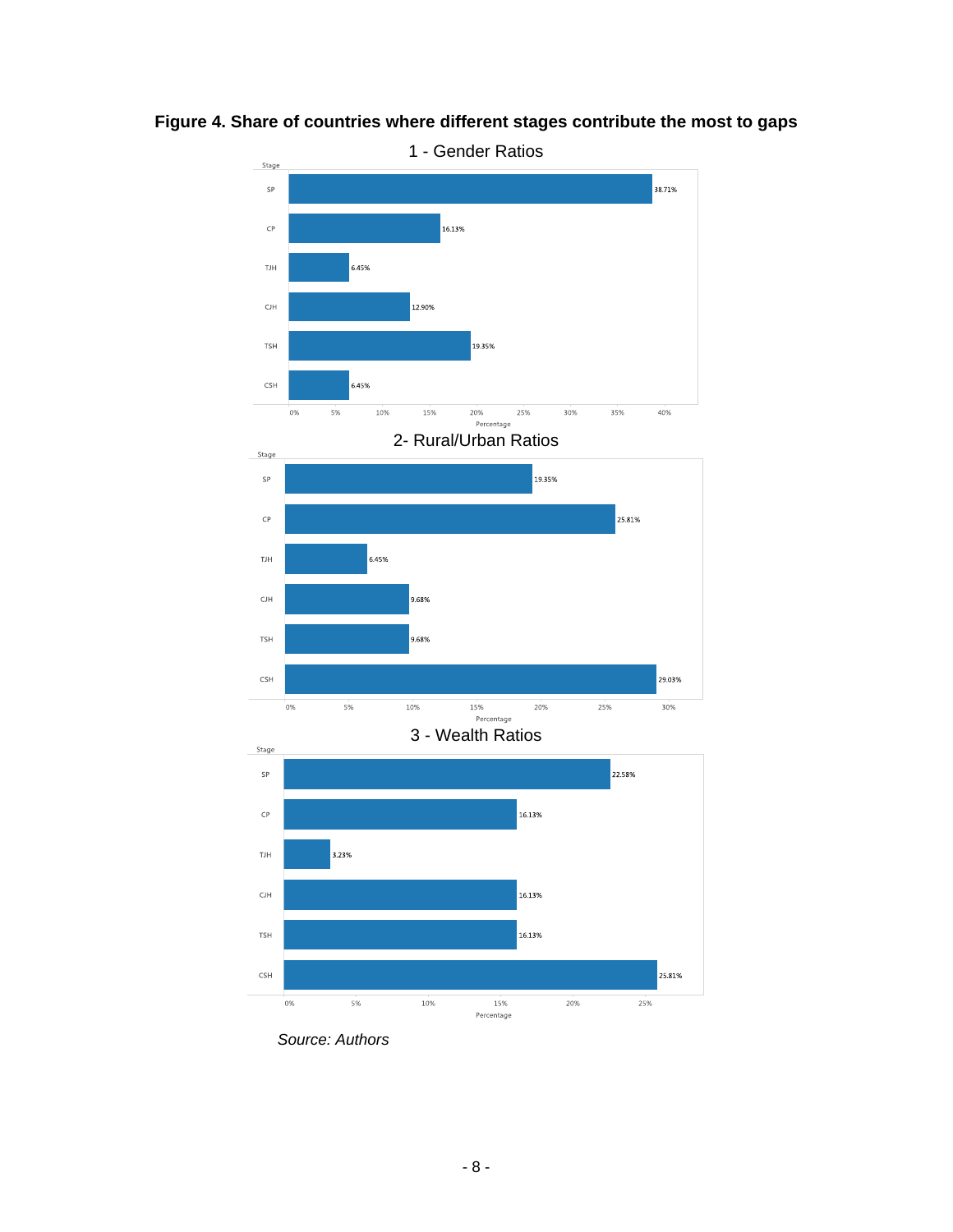**Figure 4. Share of countries where different stages contribute the most to gaps**

1 - Gender Ratios

| Stage | Percentage |
|---|---|
| SP | 38.71% |
| CP | 16.13% |
| TJH | 6.45% |
| CJH | 12.90% |
| TSH | 19.35% |
| CSH | 6.45% |

2- Rural/Urban Ratios

| Stage | Percentage |
|---|---|
| SP | 19.35% |
| CP | 25.81% |
| TJH | 6.45% |
| CJH | 9.68% |
| TSH | 9.68% |
| CSH | 29.03% |

3 - Wealth Ratios

| Stage | Percentage |
|---|---|
| SP | 22.58% |
| CP | 16.13% |
| TJH | 3.23% |
| CJH | 16.13% |
| TSH | 16.13% |
| CSH | 25.81% |

*Source: Authors*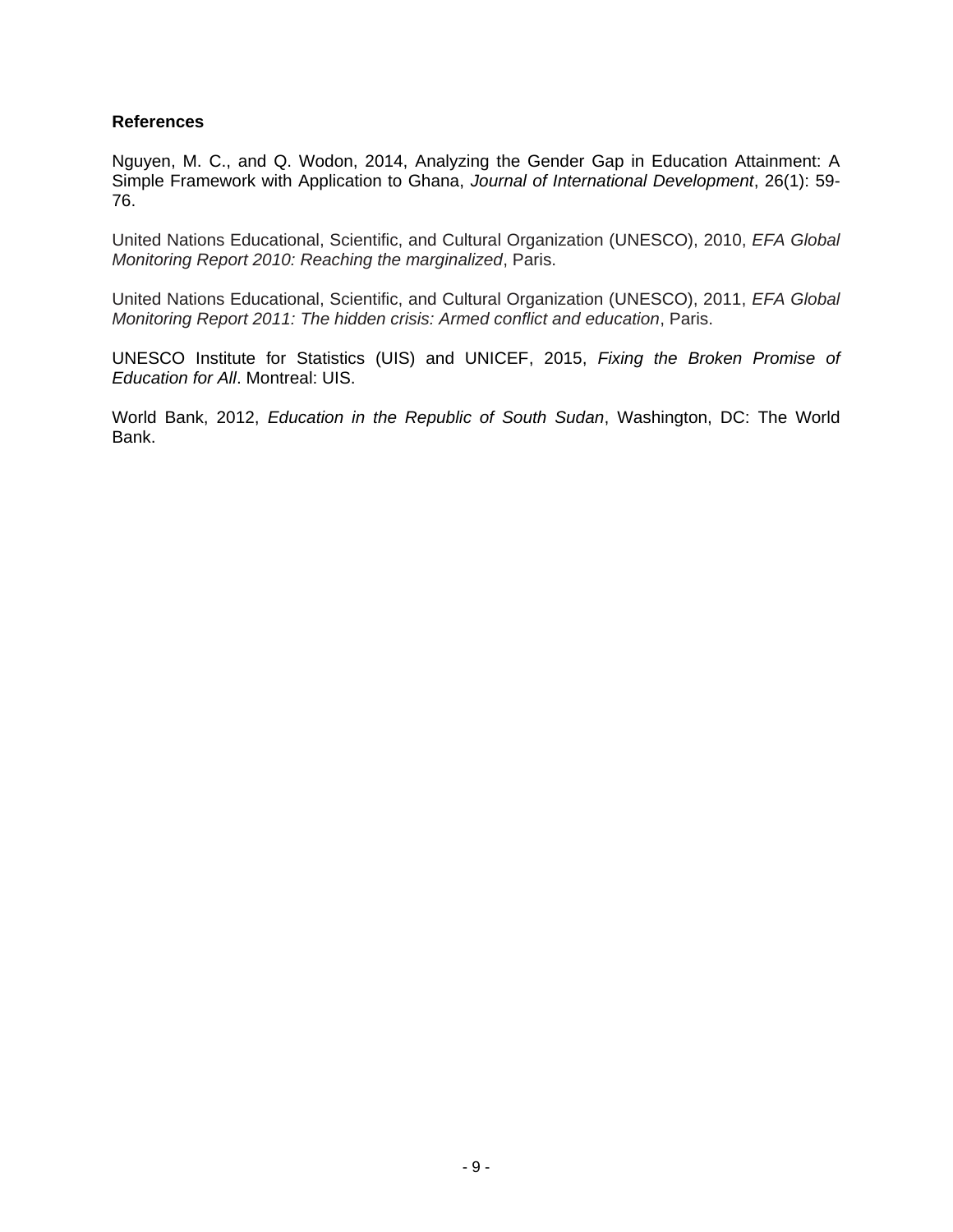**References**

Nguyen, M. C., and Q. Wodon, 2014, Analyzing the Gender Gap in Education Attainment: A Simple Framework with Application to Ghana, *Journal of International Development*, 26(1): 59-76.

United Nations Educational, Scientific, and Cultural Organization (UNESCO), 2010, *EFA Global Monitoring Report 2010: Reaching the marginalized*, Paris.

United Nations Educational, Scientific, and Cultural Organization (UNESCO), 2011, *EFA Global Monitoring Report 2011: The hidden crisis: Armed conflict and education*, Paris.

UNESCO Institute for Statistics (UIS) and UNICEF, 2015, *Fixing the Broken Promise of Education for All*. Montreal: UIS.

World Bank, 2012, *Education in the Republic of South Sudan*, Washington, DC: The World Bank.